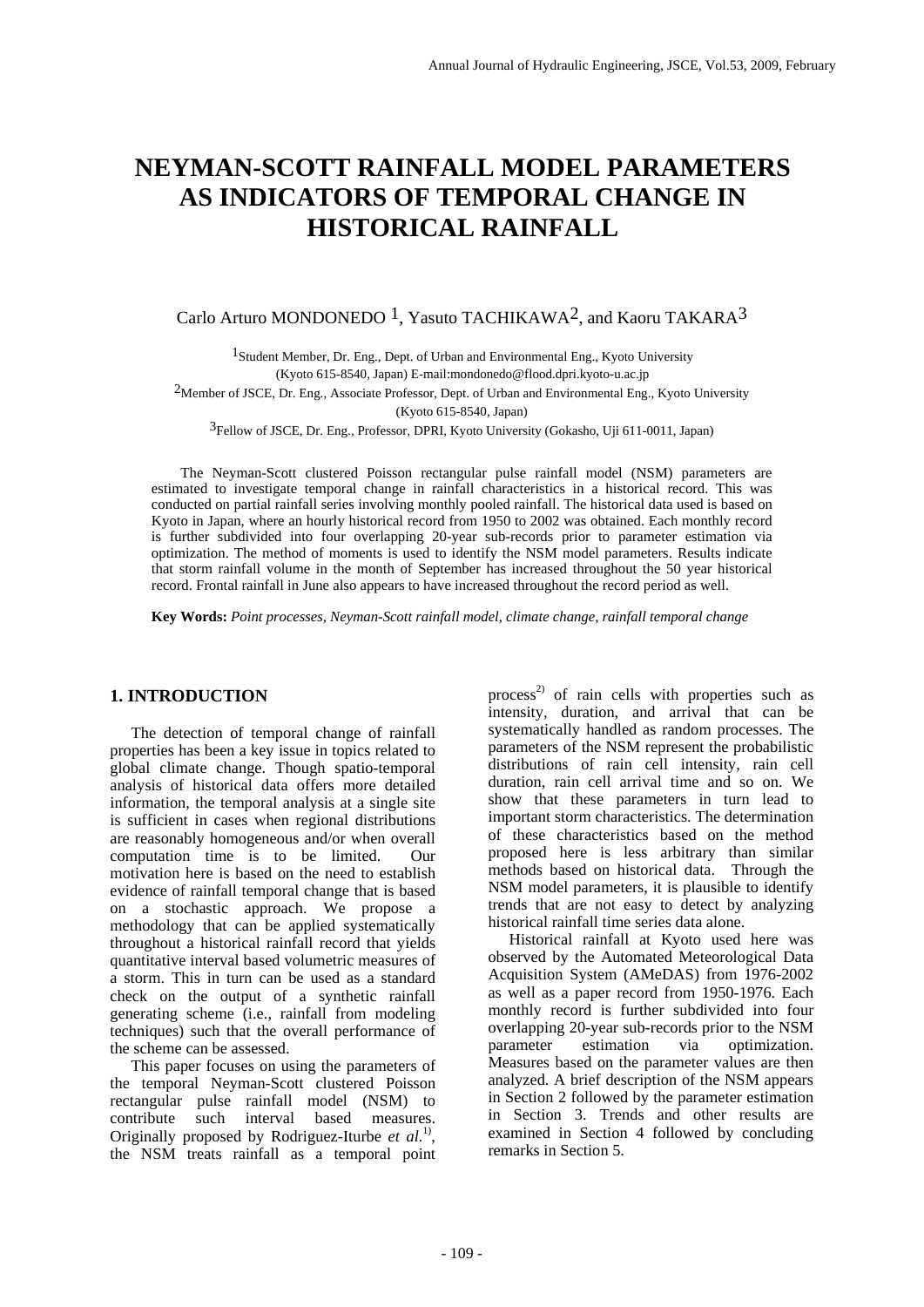# NEYMAN-SCOTT RAINFALL MODEL PARAMETERS AS INDICATORS OF TEMPORAL CHANGE IN HISTORICAL RAINFALL

Carlo Arturo MONDONEDO [1], Yasuto TACHIKAWA[2], and Kaoru TAKARA[3]

[1]Student Member, Dr. Eng., Dept. of Urban and Environmental Eng., Kyoto University (Kyoto 615-8540, Japan) E-mail:mondonedo@flood.dpri.kyoto-u.ac.jp

[2]Member of JSCE, Dr. Eng., Associate Professor, Dept. of Urban and Environmental Eng., Kyoto University (Kyoto 615-8540, Japan)

[3]Fellow of JSCE, Dr. Eng., Professor, DPRI, Kyoto University (Gokasho, Uji 611-0011, Japan)

The Neyman-Scott clustered Poisson rectangular pulse rainfall model (NSM) parameters are estimated to investigate temporal change in rainfall characteristics in a historical record. This was conducted on partial rainfall series involving monthly pooled rainfall. The historical data used is based on Kyoto in Japan, where an hourly historical record from 1950 to 2002 was obtained. Each monthly record is further subdivided into four overlapping 20-year sub-records prior to parameter estimation via optimization. The method of moments is used to identify the NSM model parameters. Results indicate that storm rainfall volume in the month of September has increased throughout the 50 year historical record. Frontal rainfall in June also appears to have increased throughout the record period as well.

**Key Words:** *Point processes, Neyman-Scott rainfall model, climate change, rainfall temporal change*

## 1. INTRODUCTION

The detection of temporal change of rainfall properties has been a key issue in topics related to global climate change. Though spatio-temporal analysis of historical data offers more detailed information, the temporal analysis at a single site is sufficient in cases when regional distributions are reasonably homogeneous and/or when overall computation time is to be limited. Our motivation here is based on the need to establish evidence of rainfall temporal change that is based on a stochastic approach. We propose a methodology that can be applied systematically throughout a historical rainfall record that yields quantitative interval based volumetric measures of a storm. This in turn can be used as a standard check on the output of a synthetic rainfall generating scheme (i.e., rainfall from modeling techniques) such that the overall performance of the scheme can be assessed.

This paper focuses on using the parameters of the temporal Neyman-Scott clustered Poisson rectangular pulse rainfall model (NSM) to contribute such interval based measures. Originally proposed by Rodriguez-Iturbe *et al.*[1)], the NSM treats rainfall as a temporal point process[2)] of rain cells with properties such as intensity, duration, and arrival that can be systematically handled as random processes. The parameters of the NSM represent the probabilistic distributions of rain cell intensity, rain cell duration, rain cell arrival time and so on. We show that these parameters in turn lead to important storm characteristics. The determination of these characteristics based on the method proposed here is less arbitrary than similar methods based on historical data. Through the NSM model parameters, it is plausible to identify trends that are not easy to detect by analyzing historical rainfall time series data alone.

Historical rainfall at Kyoto used here was observed by the Automated Meteorological Data Acquisition System (AMeDAS) from 1976-2002 as well as a paper record from 1950-1976. Each monthly record is further subdivided into four overlapping 20-year sub-records prior to the NSM parameter estimation via optimization. Measures based on the parameter values are then analyzed. A brief description of the NSM appears in Section 2 followed by the parameter estimation in Section 3. Trends and other results are examined in Section 4 followed by concluding remarks in Section 5.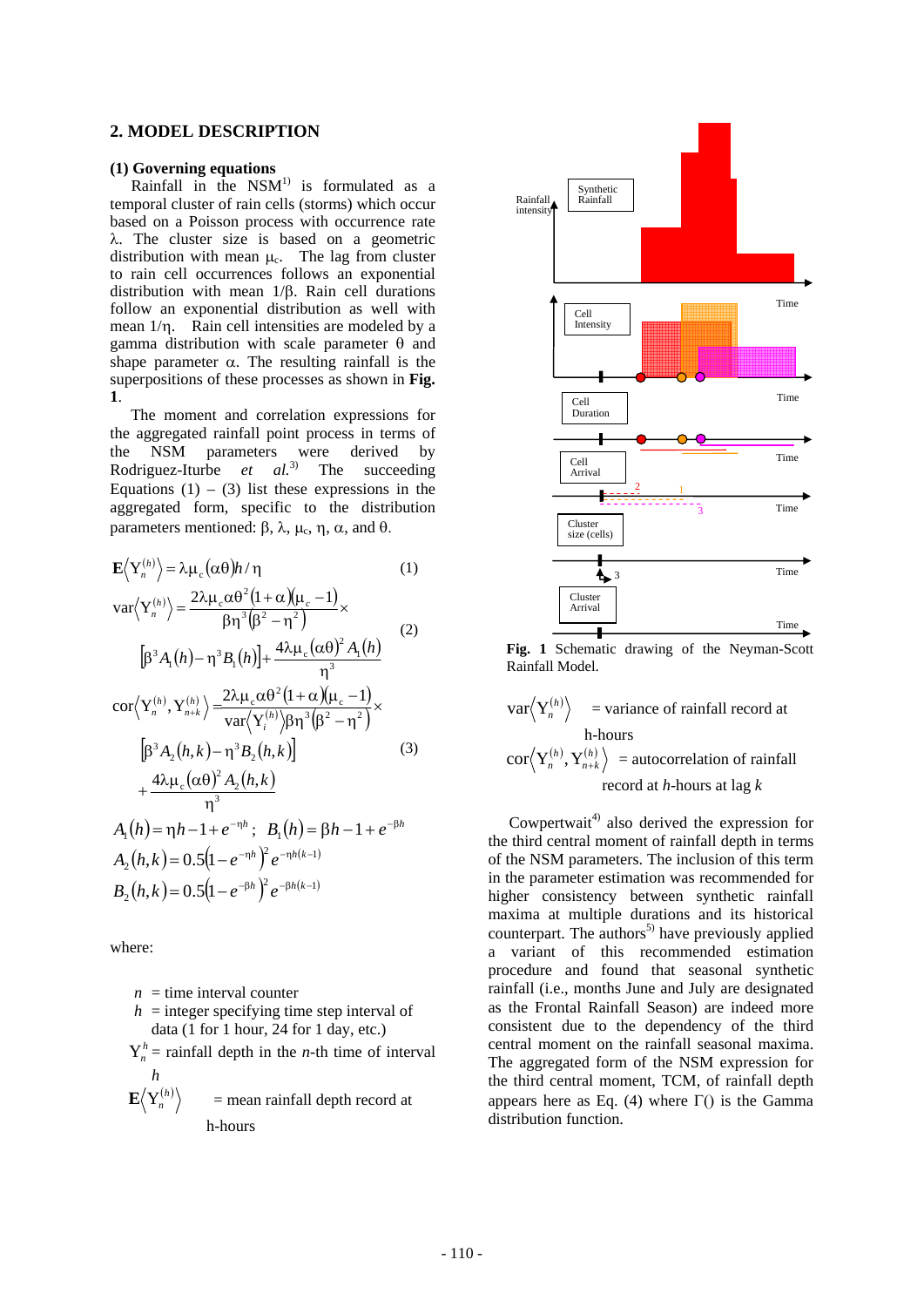## 2. MODEL DESCRIPTION

### (1) Governing equations

Rainfall in the NSM[1] is formulated as a temporal cluster of rain cells (storms) which occur based on a Poisson process with occurrence rate $\lambda$. The cluster size is based on a geometric distribution with mean $\mu_c$. The lag from cluster to rain cell occurrences follows an exponential distribution with mean $1/\beta$. Rain cell durations follow an exponential distribution as well with mean $1/\eta$. Rain cell intensities are modeled by a gamma distribution with scale parameter $\theta$ and shape parameter $\alpha$. The resulting rainfall is the superpositions of these processes as shown in **Fig. 1**.

The moment and correlation expressions for the aggregated rainfall point process in terms of the NSM parameters were derived by Rodriguez-Iturbe *et al.*[3] The succeeding Equations (1) – (3) list these expressions in the aggregated form, specific to the distribution parameters mentioned: $\beta$, $\lambda$, $\mu_c$, $\eta$, $\alpha$, and $\theta$.

$$\mathbf{E}\left\langle Y_n^{(h)} \right\rangle = \lambda \mu_c (\alpha\theta) h / \eta \tag{1}$$

$$\operatorname{var}\left\langle Y_n^{(h)} \right\rangle = \frac{2\lambda\mu_c \alpha\theta^2 (1+\alpha)(\mu_c - 1)}{\beta\eta^3(\beta^2-\eta^2)} \times \left[\beta^3 A_1(h) - \eta^3 B_1(h)\right] + \frac{4\lambda\mu_c(\alpha\theta)^2 A_1(h)}{\eta^3} \tag{2}$$

$$\operatorname{cor}\left\langle Y_n^{(h)}, Y_{n+k}^{(h)} \right\rangle = \frac{2\lambda\mu_c\alpha\theta^2(1+\alpha)(\mu_c-1)}{\operatorname{var}\left\langle Y_i^{(h)}\right\rangle \beta\eta^3(\beta^2-\eta^2)} \times \left[\beta^3 A_2(h,k) - \eta^3 B_2(h,k)\right] + \frac{4\lambda\mu_c(\alpha\theta)^2 A_2(h,k)}{\eta^3} \tag{3}$$

$$A_1(h) = \eta h - 1 + e^{-\eta h}; \quad B_1(h) = \beta h - 1 + e^{-\beta h}$$

$$A_2(h,k) = 0.5\left(1-e^{-\eta h}\right)^2 e^{-\eta h(k-1)}$$

$$B_2(h,k) = 0.5\left(1-e^{-\beta h}\right)^2 e^{-\beta h(k-1)}$$

where:

- $n$ = time interval counter
- $h$ = integer specifying time step interval of data (1 for 1 hour, 24 for 1 day, etc.)
- $Y_n^h$ = rainfall depth in the $n$-th time of interval $h$
- $\mathbf{E}\left\langle Y_n^{(h)} \right\rangle$ = mean rainfall depth record at h-hours
- $\operatorname{var}\left\langle Y_n^{(h)} \right\rangle$ = variance of rainfall record at h-hours
- $\operatorname{cor}\left\langle Y_n^{(h)}, Y_{n+k}^{(h)} \right\rangle$ = autocorrelation of rainfall record at $h$-hours at lag $k$

**Fig. 1** Schematic drawing of the Neyman-Scott Rainfall Model.

Cowpertwait[4] also derived the expression for the third central moment of rainfall depth in terms of the NSM parameters. The inclusion of this term in the parameter estimation was recommended for higher consistency between synthetic rainfall maxima at multiple durations and its historical counterpart. The authors[5] have previously applied a variant of this recommended estimation procedure and found that seasonal synthetic rainfall (i.e., months June and July are designated as the Frontal Rainfall Season) are indeed more consistent due to the dependency of the third central moment on the rainfall seasonal maxima. The aggregated form of the NSM expression for the third central moment, TCM, of rainfall depth appears here as Eq. (4) where $\Gamma()$ is the Gamma distribution function.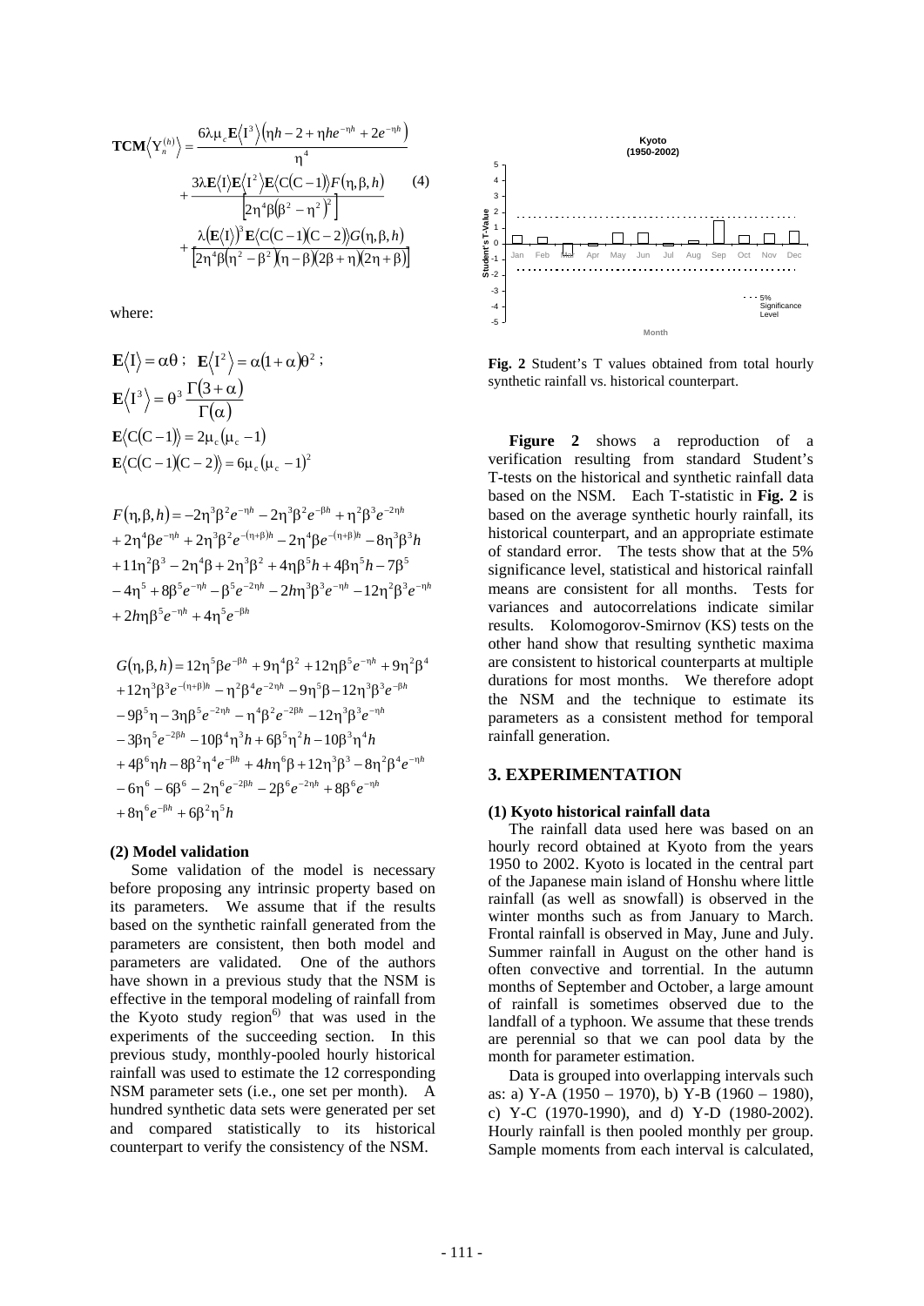$$\mathbf{TCM}\left\langle \mathrm{Y}_n^{(h)} \right\rangle = \frac{6\lambda\mu_c \mathbf{E}\left\langle \mathrm{I}^3 \right\rangle \left(\eta h - 2 + \eta h e^{-\eta h} + 2e^{-\eta h}\right)}{\eta^4} + \frac{3\lambda \mathbf{E}\langle \mathrm{I}\rangle \mathbf{E}\left\langle \mathrm{I}^2 \right\rangle \mathbf{E}\langle \mathrm{C}(\mathrm{C}-1)\rangle F(\eta,\beta,h)}{\left[2\eta^4\beta\left(\beta^2-\eta^2\right)^2\right]} + \frac{\lambda\left(\mathbf{E}\langle \mathrm{I}\rangle\right)^3 \mathbf{E}\langle \mathrm{C}(\mathrm{C}-1)(\mathrm{C}-2)\rangle G(\eta,\beta,h)}{\left[2\eta^4\beta\left(\eta^2-\beta^2\right)(\eta-\beta)(2\beta+\eta)(2\eta+\beta)\right]} \quad (4)$$

where:

$$\mathbf{E}\langle \mathrm{I}\rangle = \alpha\theta\ ;\quad \mathbf{E}\left\langle \mathrm{I}^2\right\rangle = \alpha(1+\alpha)\theta^2\ ;$$

$$\mathbf{E}\left\langle \mathrm{I}^3\right\rangle = \theta^3 \frac{\Gamma(3+\alpha)}{\Gamma(\alpha)}$$

$$\mathbf{E}\langle \mathrm{C}(\mathrm{C}-1)\rangle = 2\mu_c(\mu_c - 1)$$

$$\mathbf{E}\langle \mathrm{C}(\mathrm{C}-1)(\mathrm{C}-2)\rangle = 6\mu_c(\mu_c - 1)^2$$

$$\begin{aligned} F(\eta,\beta,h) &= -2\eta^3\beta^2 e^{-\eta h} - 2\eta^3\beta^2 e^{-\beta h} + \eta^2\beta^3 e^{-2\eta h} \\ &+ 2\eta^4\beta e^{-\eta h} + 2\eta^3\beta^2 e^{-(\eta+\beta)h} - 2\eta^4\beta e^{-(\eta+\beta)h} - 8\eta^3\beta^3 h \\ &+ 11\eta^2\beta^3 - 2\eta^4\beta + 2\eta^3\beta^2 + 4\eta\beta^5 h + 4\beta\eta^5 h - 7\beta^5 \\ &- 4\eta^5 + 8\beta^5 e^{-\eta h} - \beta^5 e^{-2\eta h} - 2h\eta^3\beta^3 e^{-\eta h} - 12\eta^2\beta^3 e^{-\eta h} \\ &+ 2h\eta\beta^5 e^{-\eta h} + 4\eta^5 e^{-\beta h} \end{aligned}$$

$$\begin{aligned} G(\eta,\beta,h) &= 12\eta^5\beta e^{-\beta h} + 9\eta^4\beta^2 + 12\eta\beta^5 e^{-\eta h} + 9\eta^2\beta^4 \\ &+ 12\eta^3\beta^3 e^{-(\eta+\beta)h} - \eta^2\beta^4 e^{-2\eta h} - 9\eta^5\beta - 12\eta^3\beta^3 e^{-\beta h} \\ &- 9\beta^5\eta - 3\eta\beta^5 e^{-2\eta h} - \eta^4\beta^2 e^{-2\beta h} - 12\eta^3\beta^3 e^{-\eta h} \\ &- 3\beta\eta^5 e^{-2\beta h} - 10\beta^4\eta^3 h + 6\beta^5\eta^2 h - 10\beta^3\eta^4 h \\ &+ 4\beta^6\eta h - 8\beta^2\eta^4 e^{-\beta h} + 4h\eta^6\beta + 12\eta^3\beta^3 - 8\eta^2\beta^4 e^{-\eta h} \\ &- 6\eta^6 - 6\beta^6 - 2\eta^6 e^{-2\beta h} - 2\beta^6 e^{-2\eta h} + 8\beta^6 e^{-\eta h} \\ &+ 8\eta^6 e^{-\beta h} + 6\beta^2\eta^5 h \end{aligned}$$

### (2) Model validation

Some validation of the model is necessary before proposing any intrinsic property based on its parameters. We assume that if the results based on the synthetic rainfall generated from the parameters are consistent, then both model and parameters are validated. One of the authors have shown in a previous study that the NSM is effective in the temporal modeling of rainfall from the Kyoto study region[6] that was used in the experiments of the succeeding section. In this previous study, monthly-pooled hourly historical rainfall was used to estimate the 12 corresponding NSM parameter sets (i.e., one set per month). A hundred synthetic data sets were generated per set and compared statistically to its historical counterpart to verify the consistency of the NSM.

**Fig. 2** Student's T values obtained from total hourly synthetic rainfall vs. historical counterpart.

**Figure 2** shows a reproduction of a verification resulting from standard Student's T-tests on the historical and synthetic rainfall data based on the NSM. Each T-statistic in **Fig. 2** is based on the average synthetic hourly rainfall, its historical counterpart, and an appropriate estimate of standard error. The tests show that at the 5% significance level, statistical and historical rainfall means are consistent for all months. Tests for variances and autocorrelations indicate similar results. Kolomogorov-Smirnov (KS) tests on the other hand show that resulting synthetic maxima are consistent to historical counterparts at multiple durations for most months. We therefore adopt the NSM and the technique to estimate its parameters as a consistent method for temporal rainfall generation.

## 3. EXPERIMENTATION

### (1) Kyoto historical rainfall data

The rainfall data used here was based on an hourly record obtained at Kyoto from the years 1950 to 2002. Kyoto is located in the central part of the Japanese main island of Honshu where little rainfall (as well as snowfall) is observed in the winter months such as from January to March. Frontal rainfall is observed in May, June and July. Summer rainfall in August on the other hand is often convective and torrential. In the autumn months of September and October, a large amount of rainfall is sometimes observed due to the landfall of a typhoon. We assume that these trends are perennial so that we can pool data by the month for parameter estimation.

Data is grouped into overlapping intervals such as: a) Y-A (1950 – 1970), b) Y-B (1960 – 1980), c) Y-C (1970-1990), and d) Y-D (1980-2002). Hourly rainfall is then pooled monthly per group. Sample moments from each interval is calculated,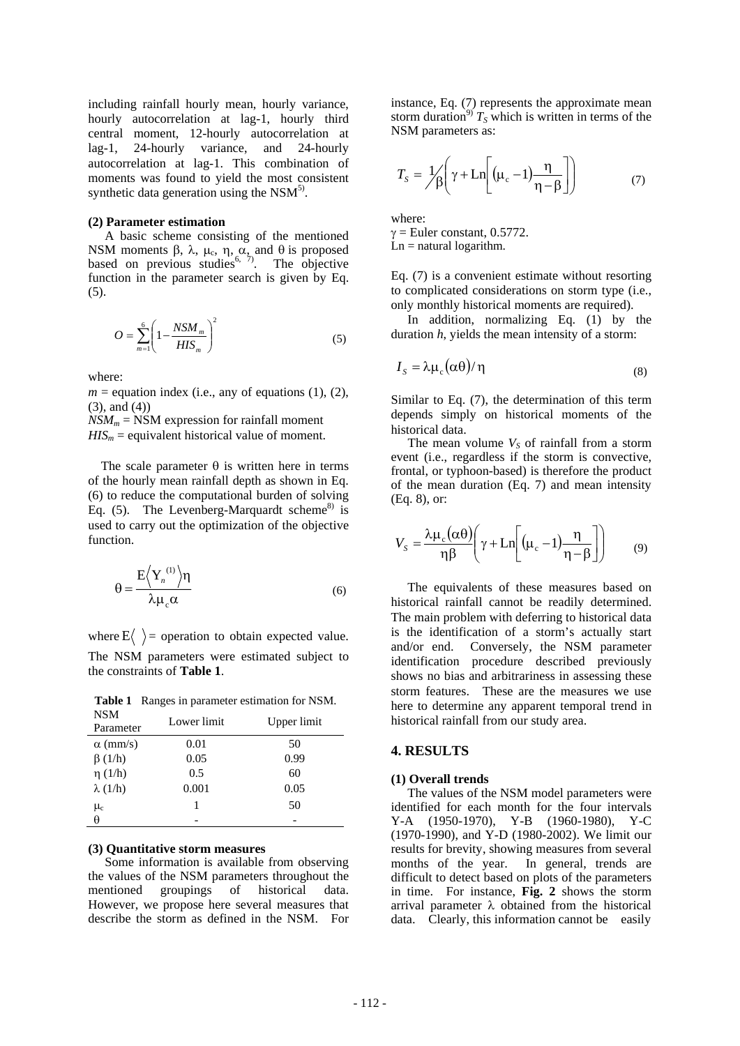including rainfall hourly mean, hourly variance, hourly autocorrelation at lag-1, hourly third central moment, 12-hourly autocorrelation at lag-1, 24-hourly variance, and 24-hourly autocorrelation at lag-1. This combination of moments was found to yield the most consistent synthetic data generation using the NSM[5].

**(2) Parameter estimation**

A basic scheme consisting of the mentioned NSM moments $\beta$, $\lambda$, $\mu_c$, $\eta$, $\alpha$, and $\theta$ is proposed based on previous studies[6, 7]. The objective function in the parameter search is given by Eq. (5).

$$O = \sum_{m=1}^{6} \left(1 - \frac{NSM_m}{HIS_m}\right)^2 \tag{5}$$

where:
$m$ = equation index (i.e., any of equations (1), (2), (3), and (4))
$NSM_m$ = NSM expression for rainfall moment
$HIS_m$ = equivalent historical value of moment.

The scale parameter $\theta$ is written here in terms of the hourly mean rainfall depth as shown in Eq. (6) to reduce the computational burden of solving Eq. (5). The Levenberg-Marquardt scheme[8] is used to carry out the optimization of the objective function.

$$\theta = \frac{E\langle Y_n^{(1)} \rangle \eta}{\lambda \mu_c \alpha} \tag{6}$$

where $E\langle\ \rangle$ = operation to obtain expected value. The NSM parameters were estimated subject to the constraints of **Table 1**.

**Table 1** Ranges in parameter estimation for NSM.

| NSM Parameter | Lower limit | Upper limit |
|---|---|---|
| $\alpha$ (mm/s) | 0.01 | 50 |
| $\beta$ (1/h) | 0.05 | 0.99 |
| $\eta$ (1/h) | 0.5 | 60 |
| $\lambda$ (1/h) | 0.001 | 0.05 |
| $\mu_c$ | 1 | 50 |
| $\theta$ | - | - |

**(3) Quantitative storm measures**

Some information is available from observing the values of the NSM parameters throughout the mentioned groupings of historical data. However, we propose here several measures that describe the storm as defined in the NSM. For instance, Eq. (7) represents the approximate mean storm duration[9] $T_S$ which is written in terms of the NSM parameters as:

$$T_S = \frac{1}{\beta}\left(\gamma + \mathrm{Ln}\left[(\mu_c - 1)\frac{\eta}{\eta - \beta}\right]\right) \tag{7}$$

where:
$\gamma$ = Euler constant, 0.5772.
Ln = natural logarithm.

Eq. (7) is a convenient estimate without resorting to complicated considerations on storm type (i.e., only monthly historical moments are required).

In addition, normalizing Eq. (1) by the duration $h$, yields the mean intensity of a storm:

$$I_S = \lambda \mu_c (\alpha\theta) / \eta \tag{8}$$

Similar to Eq. (7), the determination of this term depends simply on historical moments of the historical data.

The mean volume $V_S$ of rainfall from a storm event (i.e., regardless if the storm is convective, frontal, or typhoon-based) is therefore the product of the mean duration (Eq. 7) and mean intensity (Eq. 8), or:

$$V_S = \frac{\lambda \mu_c (\alpha\theta)}{\eta\beta}\left(\gamma + \mathrm{Ln}\left[(\mu_c - 1)\frac{\eta}{\eta - \beta}\right]\right) \tag{9}$$

The equivalents of these measures based on historical rainfall cannot be readily determined. The main problem with deferring to historical data is the identification of a storm's actually start and/or end. Conversely, the NSM parameter identification procedure described previously shows no bias and arbitrariness in assessing these storm features. These are the measures we use here to determine any apparent temporal trend in historical rainfall from our study area.

## 4. RESULTS

**(1) Overall trends**

The values of the NSM model parameters were identified for each month for the four intervals Y-A (1950-1970), Y-B (1960-1980), Y-C (1970-1990), and Y-D (1980-2002). We limit our results for brevity, showing measures from several months of the year. In general, trends are difficult to detect based on plots of the parameters in time. For instance, **Fig. 2** shows the storm arrival parameter $\lambda$ obtained from the historical data. Clearly, this information cannot be easily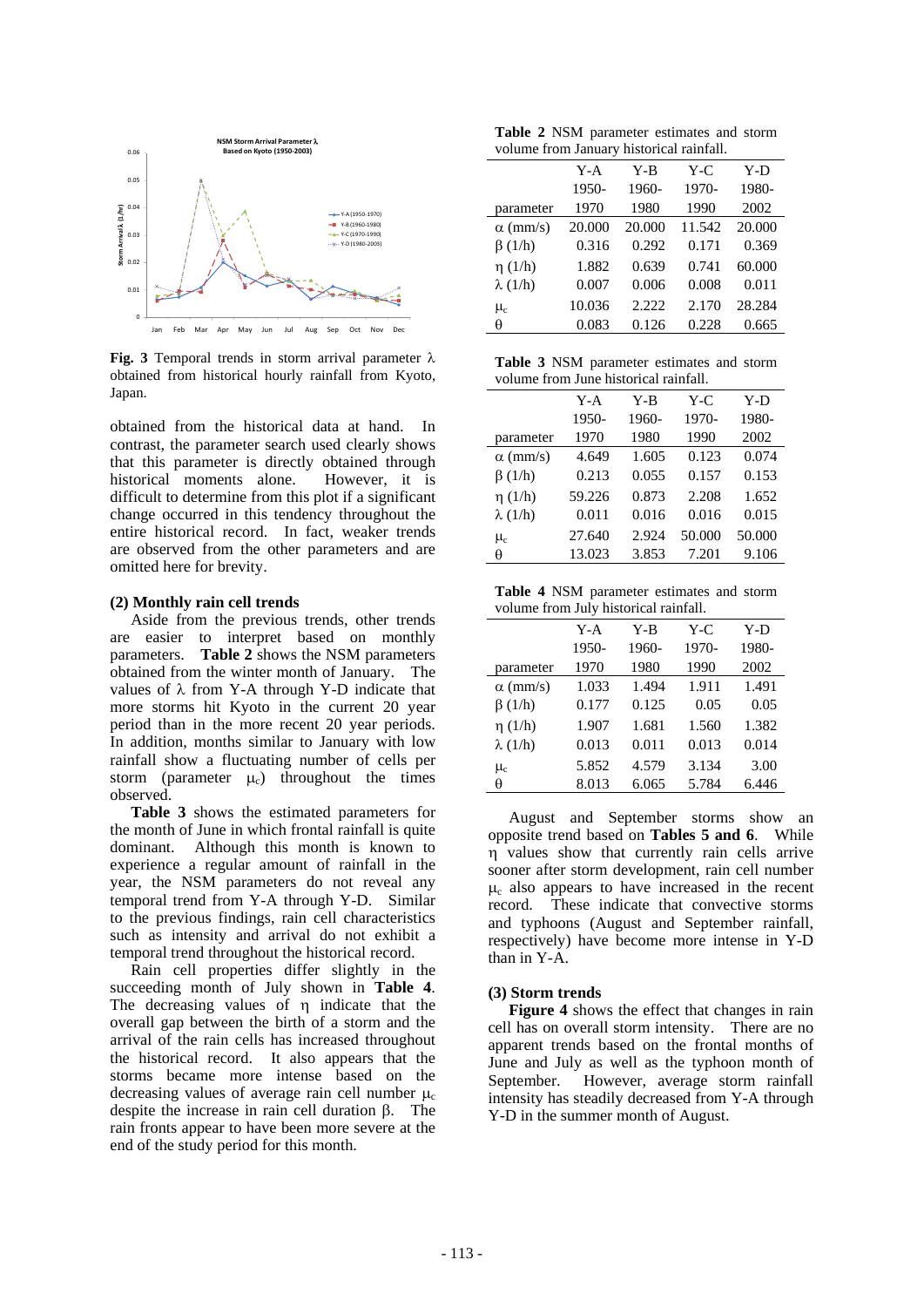Fig. 3 Temporal trends in storm arrival parameter $\lambda$ obtained from historical hourly rainfall from Kyoto, Japan.

obtained from the historical data at hand. In contrast, the parameter search used clearly shows that this parameter is directly obtained through historical moments alone. However, it is difficult to determine from this plot if a significant change occurred in this tendency throughout the entire historical record. In fact, weaker trends are observed from the other parameters and are omitted here for brevity.

### (2) Monthly rain cell trends

Aside from the previous trends, other trends are easier to interpret based on monthly parameters. **Table 2** shows the NSM parameters obtained from the winter month of January. The values of $\lambda$ from Y-A through Y-D indicate that more storms hit Kyoto in the current 20 year period than in the more recent 20 year periods. In addition, months similar to January with low rainfall show a fluctuating number of cells per storm (parameter $\mu_c$) throughout the times observed.

**Table 3** shows the estimated parameters for the month of June in which frontal rainfall is quite dominant. Although this month is known to experience a regular amount of rainfall in the year, the NSM parameters do not reveal any temporal trend from Y-A through Y-D. Similar to the previous findings, rain cell characteristics such as intensity and arrival do not exhibit a temporal trend throughout the historical record.

Rain cell properties differ slightly in the succeeding month of July shown in **Table 4**. The decreasing values of $\eta$ indicate that the overall gap between the birth of a storm and the arrival of the rain cells has increased throughout the historical record. It also appears that the storms became more intense based on the decreasing values of average rain cell number $\mu_c$ despite the increase in rain cell duration $\beta$. The rain fronts appear to have been more severe at the end of the study period for this month.

**Table 2** NSM parameter estimates and storm volume from January historical rainfall.

| parameter | Y-A 1950-1970 | Y-B 1960-1980 | Y-C 1970-1990 | Y-D 1980-2002 |
|---|---|---|---|---|
| $\alpha$ (mm/s) | 20.000 | 20.000 | 11.542 | 20.000 |
| $\beta$ (1/h) | 0.316 | 0.292 | 0.171 | 0.369 |
| $\eta$ (1/h) | 1.882 | 0.639 | 0.741 | 60.000 |
| $\lambda$ (1/h) | 0.007 | 0.006 | 0.008 | 0.011 |
| $\mu_c$ | 10.036 | 2.222 | 2.170 | 28.284 |
| $\theta$ | 0.083 | 0.126 | 0.228 | 0.665 |

**Table 3** NSM parameter estimates and storm volume from June historical rainfall.

| parameter | Y-A 1950-1970 | Y-B 1960-1980 | Y-C 1970-1990 | Y-D 1980-2002 |
|---|---|---|---|---|
| $\alpha$ (mm/s) | 4.649 | 1.605 | 0.123 | 0.074 |
| $\beta$ (1/h) | 0.213 | 0.055 | 0.157 | 0.153 |
| $\eta$ (1/h) | 59.226 | 0.873 | 2.208 | 1.652 |
| $\lambda$ (1/h) | 0.011 | 0.016 | 0.016 | 0.015 |
| $\mu_c$ | 27.640 | 2.924 | 50.000 | 50.000 |
| $\theta$ | 13.023 | 3.853 | 7.201 | 9.106 |

**Table 4** NSM parameter estimates and storm volume from July historical rainfall.

| parameter | Y-A 1950-1970 | Y-B 1960-1980 | Y-C 1970-1990 | Y-D 1980-2002 |
|---|---|---|---|---|
| $\alpha$ (mm/s) | 1.033 | 1.494 | 1.911 | 1.491 |
| $\beta$ (1/h) | 0.177 | 0.125 | 0.05 | 0.05 |
| $\eta$ (1/h) | 1.907 | 1.681 | 1.560 | 1.382 |
| $\lambda$ (1/h) | 0.013 | 0.011 | 0.013 | 0.014 |
| $\mu_c$ | 5.852 | 4.579 | 3.134 | 3.00 |
| $\theta$ | 8.013 | 6.065 | 5.784 | 6.446 |

August and September storms show an opposite trend based on **Tables 5 and 6**. While $\eta$ values show that currently rain cells arrive sooner after storm development, rain cell number $\mu_c$ also appears to have increased in the recent record. These indicate that convective storms and typhoons (August and September rainfall, respectively) have become more intense in Y-D than in Y-A.

### (3) Storm trends

**Figure 4** shows the effect that changes in rain cell has on overall storm intensity. There are no apparent trends based on the frontal months of June and July as well as the typhoon month of September. However, average storm rainfall intensity has steadily decreased from Y-A through Y-D in the summer month of August.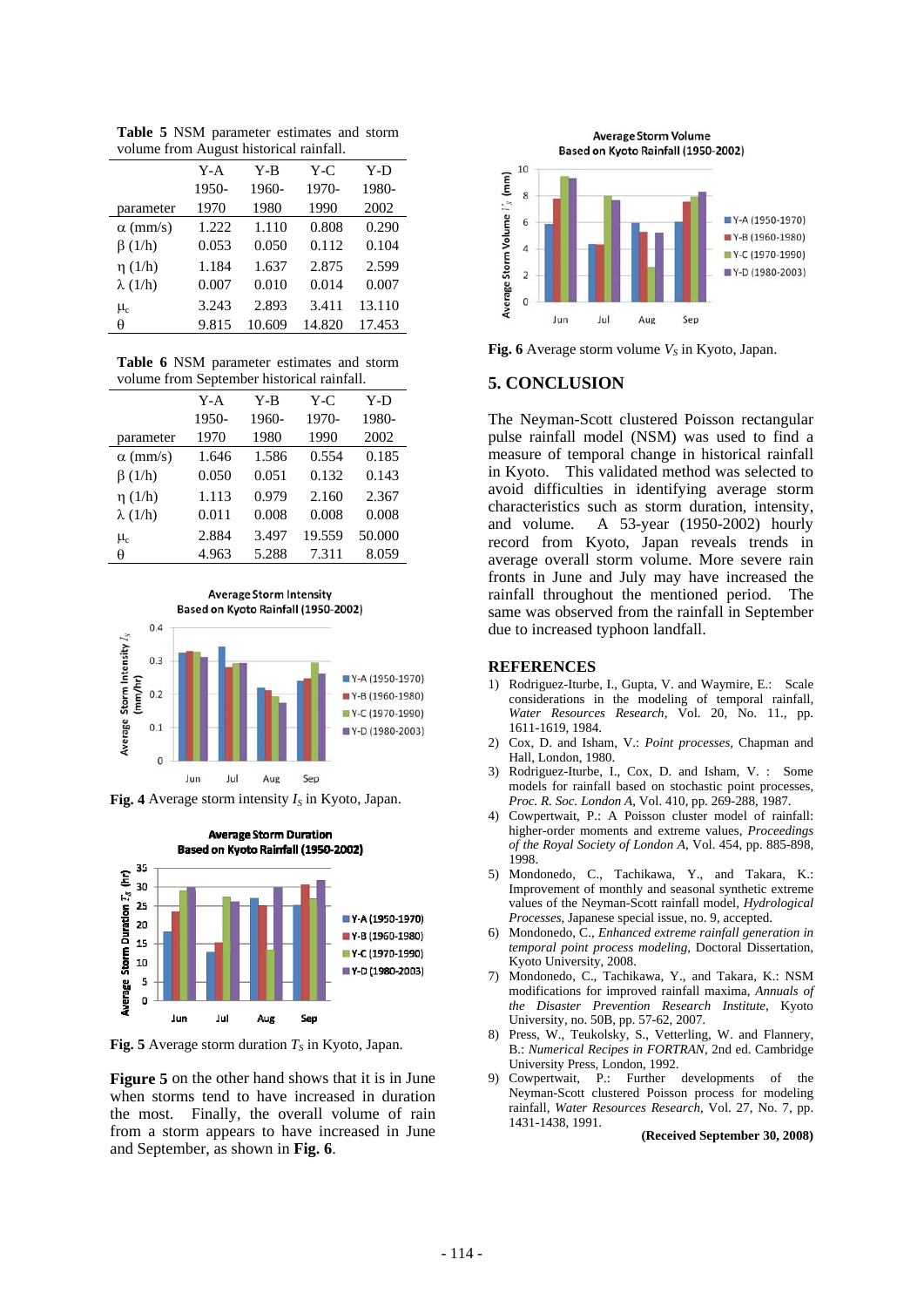**Table 5** NSM parameter estimates and storm volume from August historical rainfall.

| parameter | Y-A 1950-1970 | Y-B 1960-1980 | Y-C 1970-1990 | Y-D 1980-2002 |
|---|---|---|---|---|
| $\alpha$ (mm/s) | 1.222 | 1.110 | 0.808 | 0.290 |
| $\beta$ (1/h) | 0.053 | 0.050 | 0.112 | 0.104 |
| $\eta$ (1/h) | 1.184 | 1.637 | 2.875 | 2.599 |
| $\lambda$ (1/h) | 0.007 | 0.010 | 0.014 | 0.007 |
| $\mu_c$ | 3.243 | 2.893 | 3.411 | 13.110 |
| $\theta$ | 9.815 | 10.609 | 14.820 | 17.453 |

**Table 6** NSM parameter estimates and storm volume from September historical rainfall.

| parameter | Y-A 1950-1970 | Y-B 1960-1980 | Y-C 1970-1990 | Y-D 1980-2002 |
|---|---|---|---|---|
| $\alpha$ (mm/s) | 1.646 | 1.586 | 0.554 | 0.185 |
| $\beta$ (1/h) | 0.050 | 0.051 | 0.132 | 0.143 |
| $\eta$ (1/h) | 1.113 | 0.979 | 2.160 | 2.367 |
| $\lambda$ (1/h) | 0.011 | 0.008 | 0.008 | 0.008 |
| $\mu_c$ | 2.884 | 3.497 | 19.559 | 50.000 |
| $\theta$ | 4.963 | 5.288 | 7.311 | 8.059 |

Average Storm Intensity
Based on Kyoto Rainfall (1950-2002)

Average Storm Intensity $I_S$ (mm/hr)

0.4
0.3
0.2
0.1
0

Jun Jul Aug Sep

Y-A (1950-1970)
Y-B (1960-1980)
Y-C (1970-1990)
Y-D (1980-2003)

**Fig. 4** Average storm intensity $I_S$ in Kyoto, Japan.

Average Storm Duration
Based on Kyoto Rainfall (1950-2002)

Average Storm Duration $T_S$ (hr)

35
30
25
20
15
10
5
0

Jun Jul Aug Sep

Y-A (1950-1970)
Y-B (1960-1980)
Y-C (1970-1990)
Y-D (1980-2003)

**Fig. 5** Average storm duration $T_S$ in Kyoto, Japan.

**Figure 5** on the other hand shows that it is in June when storms tend to have increased in duration the most. Finally, the overall volume of rain from a storm appears to have increased in June and September, as shown in **Fig. 6**.

Average Storm Volume
Based on Kyoto Rainfall (1950-2002)

Average Storm Volume $V_S$ (mm)

10
8
6
4
2
0

Jun Jul Aug Sep

Y-A (1950-1970)
Y-B (1960-1980)
Y-C (1970-1990)
Y-D (1980-2003)

**Fig. 6** Average storm volume $V_S$ in Kyoto, Japan.

## 5. CONCLUSION

The Neyman-Scott clustered Poisson rectangular pulse rainfall model (NSM) was used to find a measure of temporal change in historical rainfall in Kyoto. This validated method was selected to avoid difficulties in identifying average storm characteristics such as storm duration, intensity, and volume. A 53-year (1950-2002) hourly record from Kyoto, Japan reveals trends in average overall storm volume. More severe rain fronts in June and July may have increased the rainfall throughout the mentioned period. The same was observed from the rainfall in September due to increased typhoon landfall.

## REFERENCES

1) Rodriguez-Iturbe, I., Gupta, V. and Waymire, E.: Scale considerations in the modeling of temporal rainfall, *Water Resources Research*, Vol. 20, No. 11., pp. 1611-1619, 1984.
2) Cox, D. and Isham, V.: *Point processes*, Chapman and Hall, London, 1980.
3) Rodriguez-Iturbe, I., Cox, D. and Isham, V. : Some models for rainfall based on stochastic point processes, *Proc. R. Soc. London A*, Vol. 410, pp. 269-288, 1987.
4) Cowpertwait, P.: A Poisson cluster model of rainfall: higher-order moments and extreme values, *Proceedings of the Royal Society of London A*, Vol. 454, pp. 885-898, 1998.
5) Mondonedo, C., Tachikawa, Y., and Takara, K.: Improvement of monthly and seasonal synthetic extreme values of the Neyman-Scott rainfall model, *Hydrological Processes*, Japanese special issue, no. 9, accepted.
6) Mondonedo, C., *Enhanced extreme rainfall generation in temporal point process modeling*, Doctoral Dissertation, Kyoto University, 2008.
7) Mondonedo, C., Tachikawa, Y., and Takara, K.: NSM modifications for improved rainfall maxima, *Annuals of the Disaster Prevention Research Institute*, Kyoto University, no. 50B, pp. 57-62, 2007.
8) Press, W., Teukolsky, S., Vetterling, W. and Flannery, B.: *Numerical Recipes in FORTRAN*, 2nd ed. Cambridge University Press, London, 1992.
9) Cowpertwait, P.: Further developments of the Neyman-Scott clustered Poisson process for modeling rainfall, *Water Resources Research*, Vol. 27, No. 7, pp. 1431-1438, 1991.

**(Received September 30, 2008)**